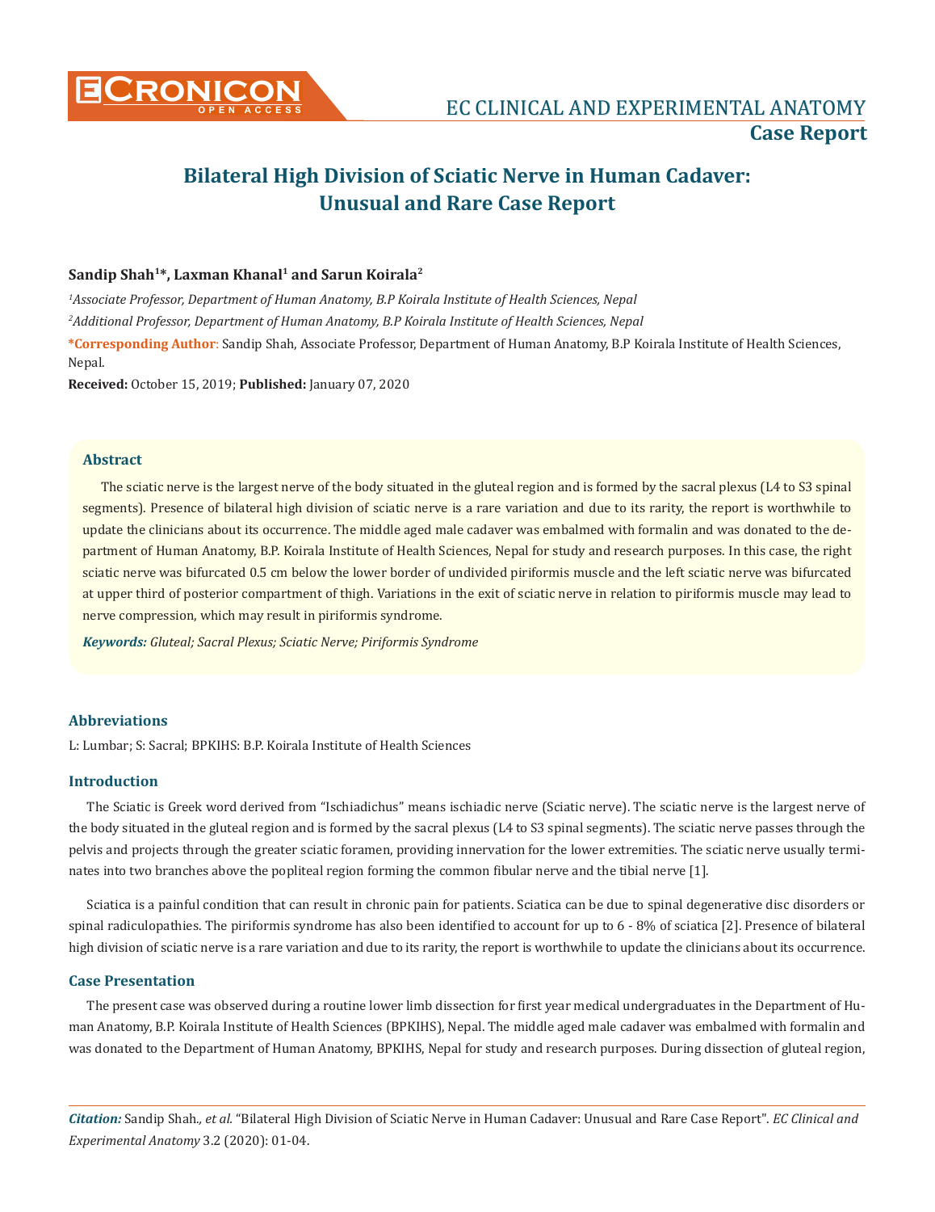# Bilateral High Division of Sciatic Nerve in Human Cadaver: Unusual and Rare Case Report

**Sandip Shah[1]*, Laxman Khanal[1] and Sarun Koirala[2]**

[1]*Associate Professor, Department of Human Anatomy, B.P Koirala Institute of Health Sciences, Nepal*

[2]*Additional Professor, Department of Human Anatomy, B.P Koirala Institute of Health Sciences, Nepal*

**\*Corresponding Author**: Sandip Shah, Associate Professor, Department of Human Anatomy, B.P Koirala Institute of Health Sciences, Nepal.

**Received:** October 15, 2019; **Published:** January 07, 2020

### Abstract

The sciatic nerve is the largest nerve of the body situated in the gluteal region and is formed by the sacral plexus (L4 to S3 spinal segments). Presence of bilateral high division of sciatic nerve is a rare variation and due to its rarity, the report is worthwhile to update the clinicians about its occurrence. The middle aged male cadaver was embalmed with formalin and was donated to the department of Human Anatomy, B.P. Koirala Institute of Health Sciences, Nepal for study and research purposes. In this case, the right sciatic nerve was bifurcated 0.5 cm below the lower border of undivided piriformis muscle and the left sciatic nerve was bifurcated at upper third of posterior compartment of thigh. Variations in the exit of sciatic nerve in relation to piriformis muscle may lead to nerve compression, which may result in piriformis syndrome.

***Keywords:*** *Gluteal; Sacral Plexus; Sciatic Nerve; Piriformis Syndrome*

### Abbreviations

L: Lumbar; S: Sacral; BPKIHS: B.P. Koirala Institute of Health Sciences

### Introduction

The Sciatic is Greek word derived from "Ischiadichus" means ischiadic nerve (Sciatic nerve). The sciatic nerve is the largest nerve of the body situated in the gluteal region and is formed by the sacral plexus (L4 to S3 spinal segments). The sciatic nerve passes through the pelvis and projects through the greater sciatic foramen, providing innervation for the lower extremities. The sciatic nerve usually terminates into two branches above the popliteal region forming the common fibular nerve and the tibial nerve [1].

Sciatica is a painful condition that can result in chronic pain for patients. Sciatica can be due to spinal degenerative disc disorders or spinal radiculopathies. The piriformis syndrome has also been identified to account for up to 6 - 8% of sciatica [2]. Presence of bilateral high division of sciatic nerve is a rare variation and due to its rarity, the report is worthwhile to update the clinicians about its occurrence.

### Case Presentation

The present case was observed during a routine lower limb dissection for first year medical undergraduates in the Department of Human Anatomy, B.P. Koirala Institute of Health Sciences (BPKIHS), Nepal. The middle aged male cadaver was embalmed with formalin and was donated to the Department of Human Anatomy, BPKIHS, Nepal for study and research purposes. During dissection of gluteal region,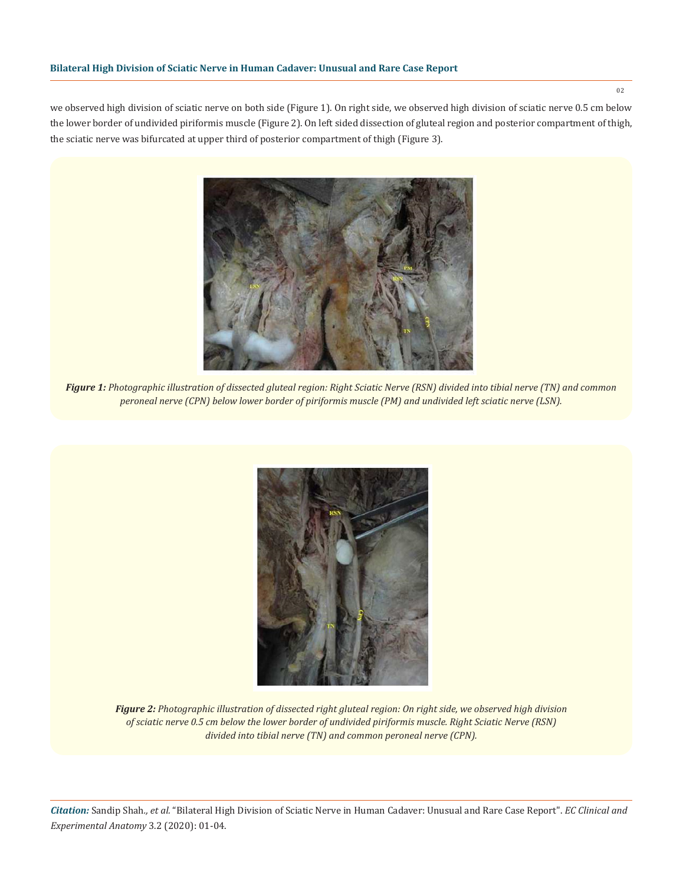we observed high division of sciatic nerve on both side (Figure 1). On right side, we observed high division of sciatic nerve 0.5 cm below the lower border of undivided piriformis muscle (Figure 2). On left sided dissection of gluteal region and posterior compartment of thigh, the sciatic nerve was bifurcated at upper third of posterior compartment of thigh (Figure 3).

***Figure 1:*** *Photographic illustration of dissected gluteal region: Right Sciatic Nerve (RSN) divided into tibial nerve (TN) and common peroneal nerve (CPN) below lower border of piriformis muscle (PM) and undivided left sciatic nerve (LSN).*

***Figure 2:*** *Photographic illustration of dissected right gluteal region: On right side, we observed high division of sciatic nerve 0.5 cm below the lower border of undivided piriformis muscle. Right Sciatic Nerve (RSN) divided into tibial nerve (TN) and common peroneal nerve (CPN).*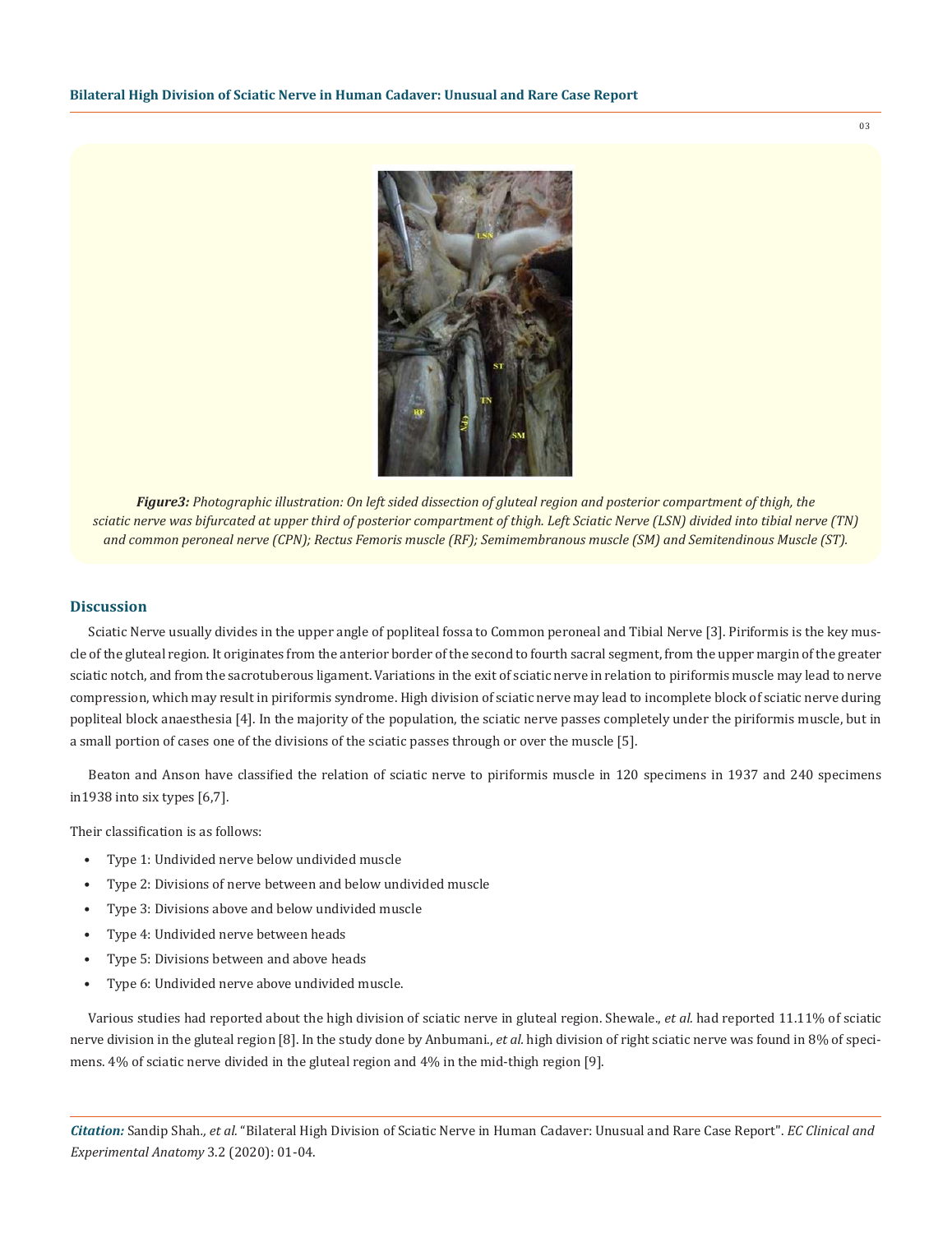*__Figure3:__ Photographic illustration: On left sided dissection of gluteal region and posterior compartment of thigh, the sciatic nerve was bifurcated at upper third of posterior compartment of thigh. Left Sciatic Nerve (LSN) divided into tibial nerve (TN) and common peroneal nerve (CPN); Rectus Femoris muscle (RF); Semimembranous muscle (SM) and Semitendinous Muscle (ST).*

## Discussion

Sciatic Nerve usually divides in the upper angle of popliteal fossa to Common peroneal and Tibial Nerve [3]. Piriformis is the key muscle of the gluteal region. It originates from the anterior border of the second to fourth sacral segment, from the upper margin of the greater sciatic notch, and from the sacrotuberous ligament. Variations in the exit of sciatic nerve in relation to piriformis muscle may lead to nerve compression, which may result in piriformis syndrome. High division of sciatic nerve may lead to incomplete block of sciatic nerve during popliteal block anaesthesia [4]. In the majority of the population, the sciatic nerve passes completely under the piriformis muscle, but in a small portion of cases one of the divisions of the sciatic passes through or over the muscle [5].

Beaton and Anson have classified the relation of sciatic nerve to piriformis muscle in 120 specimens in 1937 and 240 specimens in1938 into six types [6,7].

Their classification is as follows:

- Type 1: Undivided nerve below undivided muscle
- Type 2: Divisions of nerve between and below undivided muscle
- Type 3: Divisions above and below undivided muscle
- Type 4: Undivided nerve between heads
- Type 5: Divisions between and above heads
- Type 6: Undivided nerve above undivided muscle.

Various studies had reported about the high division of sciatic nerve in gluteal region. Shewale., *et al.* had reported 11.11% of sciatic nerve division in the gluteal region [8]. In the study done by Anbumani., *et al.* high division of right sciatic nerve was found in 8% of specimens. 4% of sciatic nerve divided in the gluteal region and 4% in the mid-thigh region [9].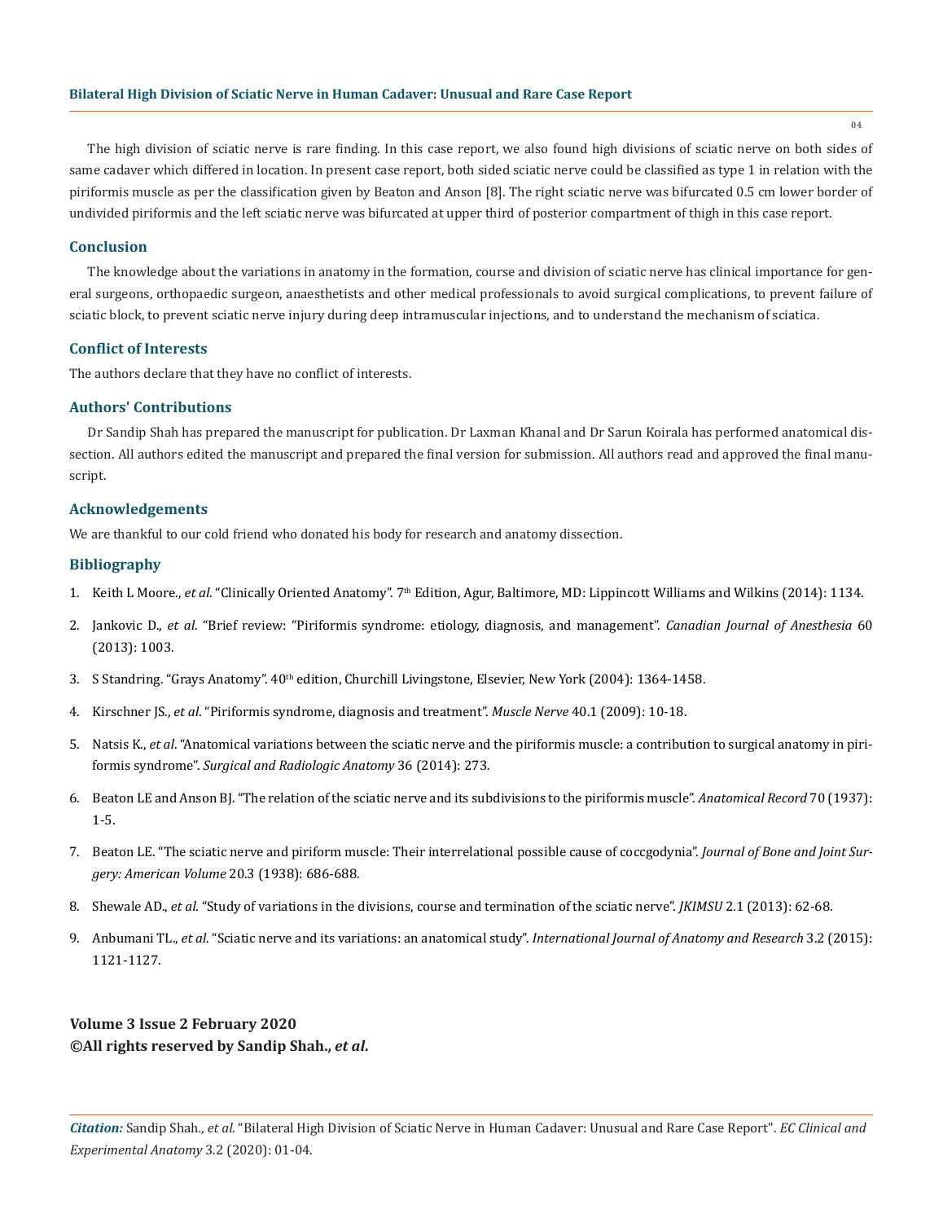The high division of sciatic nerve is rare finding. In this case report, we also found high divisions of sciatic nerve on both sides of same cadaver which differed in location. In present case report, both sided sciatic nerve could be classified as type 1 in relation with the piriformis muscle as per the classification given by Beaton and Anson [8]. The right sciatic nerve was bifurcated 0.5 cm lower border of undivided piriformis and the left sciatic nerve was bifurcated at upper third of posterior compartment of thigh in this case report.

## Conclusion

The knowledge about the variations in anatomy in the formation, course and division of sciatic nerve has clinical importance for general surgeons, orthopaedic surgeon, anaesthetists and other medical professionals to avoid surgical complications, to prevent failure of sciatic block, to prevent sciatic nerve injury during deep intramuscular injections, and to understand the mechanism of sciatica.

## Conflict of Interests

The authors declare that they have no conflict of interests.

## Authors' Contributions

Dr Sandip Shah has prepared the manuscript for publication. Dr Laxman Khanal and Dr Sarun Koirala has performed anatomical dissection. All authors edited the manuscript and prepared the final version for submission. All authors read and approved the final manuscript.

## Acknowledgements

We are thankful to our cold friend who donated his body for research and anatomy dissection.

## Bibliography

1. Keith L Moore., *et al*. "Clinically Oriented Anatomy". 7th Edition, Agur, Baltimore, MD: Lippincott Williams and Wilkins (2014): 1134.
2. Jankovic D., *et al*. "Brief review: "Piriformis syndrome: etiology, diagnosis, and management". *Canadian Journal of Anesthesia* 60 (2013): 1003.
3. S Standring. "Grays Anatomy". 40th edition, Churchill Livingstone, Elsevier, New York (2004): 1364-1458.
4. Kirschner JS., *et al*. "Piriformis syndrome, diagnosis and treatment". *Muscle Nerve* 40.1 (2009): 10-18.
5. Natsis K., *et al*. "Anatomical variations between the sciatic nerve and the piriformis muscle: a contribution to surgical anatomy in piriformis syndrome". *Surgical and Radiologic Anatomy* 36 (2014): 273.
6. Beaton LE and Anson BJ. "The relation of the sciatic nerve and its subdivisions to the piriformis muscle". *Anatomical Record* 70 (1937): 1-5.
7. Beaton LE. "The sciatic nerve and piriform muscle: Their interrelational possible cause of coccgodynia". *Journal of Bone and Joint Surgery: American Volume* 20.3 (1938): 686-688.
8. Shewale AD., *et al*. "Study of variations in the divisions, course and termination of the sciatic nerve". *JKIMSU* 2.1 (2013): 62-68.
9. Anbumani TL., *et al*. "Sciatic nerve and its variations: an anatomical study". *International Journal of Anatomy and Research* 3.2 (2015): 1121-1127.

**Volume 3 Issue 2 February 2020**
**©All rights reserved by Sandip Shah., *et al*.**